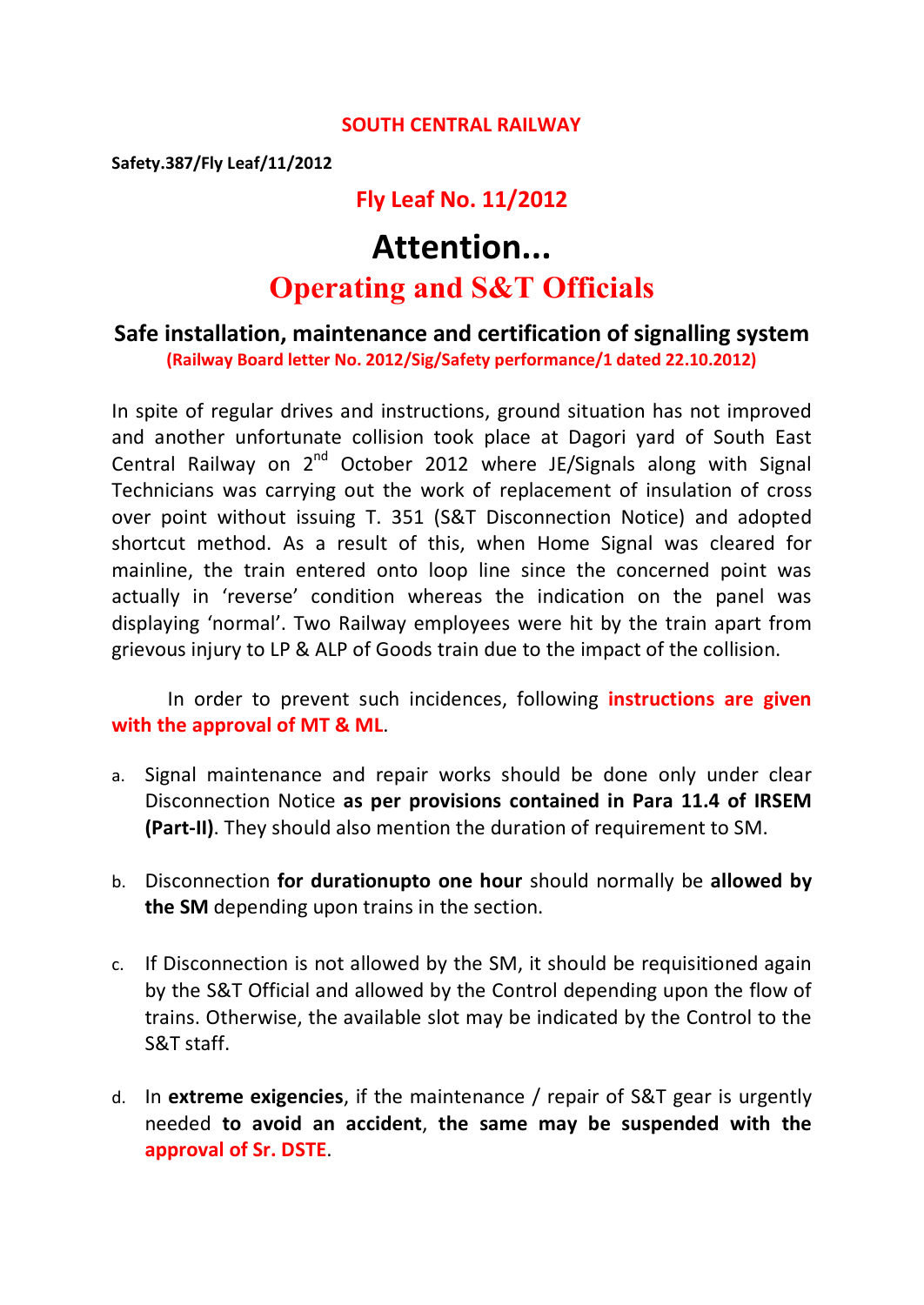**SOUTH CENTRAL RAILWAY**

**Safety.387/Fly Leaf/11/2012**

**Fly Leaf No. 11/2012**

# Attention...

## Operating and S&T Officials

### Safe installation, maintenance and certification of signalling system

**(Railway Board letter No. 2012/Sig/Safety performance/1 dated 22.10.2012)**

In spite of regular drives and instructions, ground situation has not improved and another unfortunate collision took place at Dagori yard of South East Central Railway on 2nd October 2012 where JE/Signals along with Signal Technicians was carrying out the work of replacement of insulation of cross over point without issuing T. 351 (S&T Disconnection Notice) and adopted shortcut method. As a result of this, when Home Signal was cleared for mainline, the train entered onto loop line since the concerned point was actually in 'reverse' condition whereas the indication on the panel was displaying 'normal'. Two Railway employees were hit by the train apart from grievous injury to LP & ALP of Goods train due to the impact of the collision.

In order to prevent such incidences, following **instructions are given with the approval of MT & ML**.

a. Signal maintenance and repair works should be done only under clear Disconnection Notice **as per provisions contained in Para 11.4 of IRSEM (Part-II)**. They should also mention the duration of requirement to SM.

b. Disconnection **for durationupto one hour** should normally be **allowed by the SM** depending upon trains in the section.

c. If Disconnection is not allowed by the SM, it should be requisitioned again by the S&T Official and allowed by the Control depending upon the flow of trains. Otherwise, the available slot may be indicated by the Control to the S&T staff.

d. In **extreme exigencies**, if the maintenance / repair of S&T gear is urgently needed **to avoid an accident**, **the same may be suspended with the approval of Sr. DSTE**.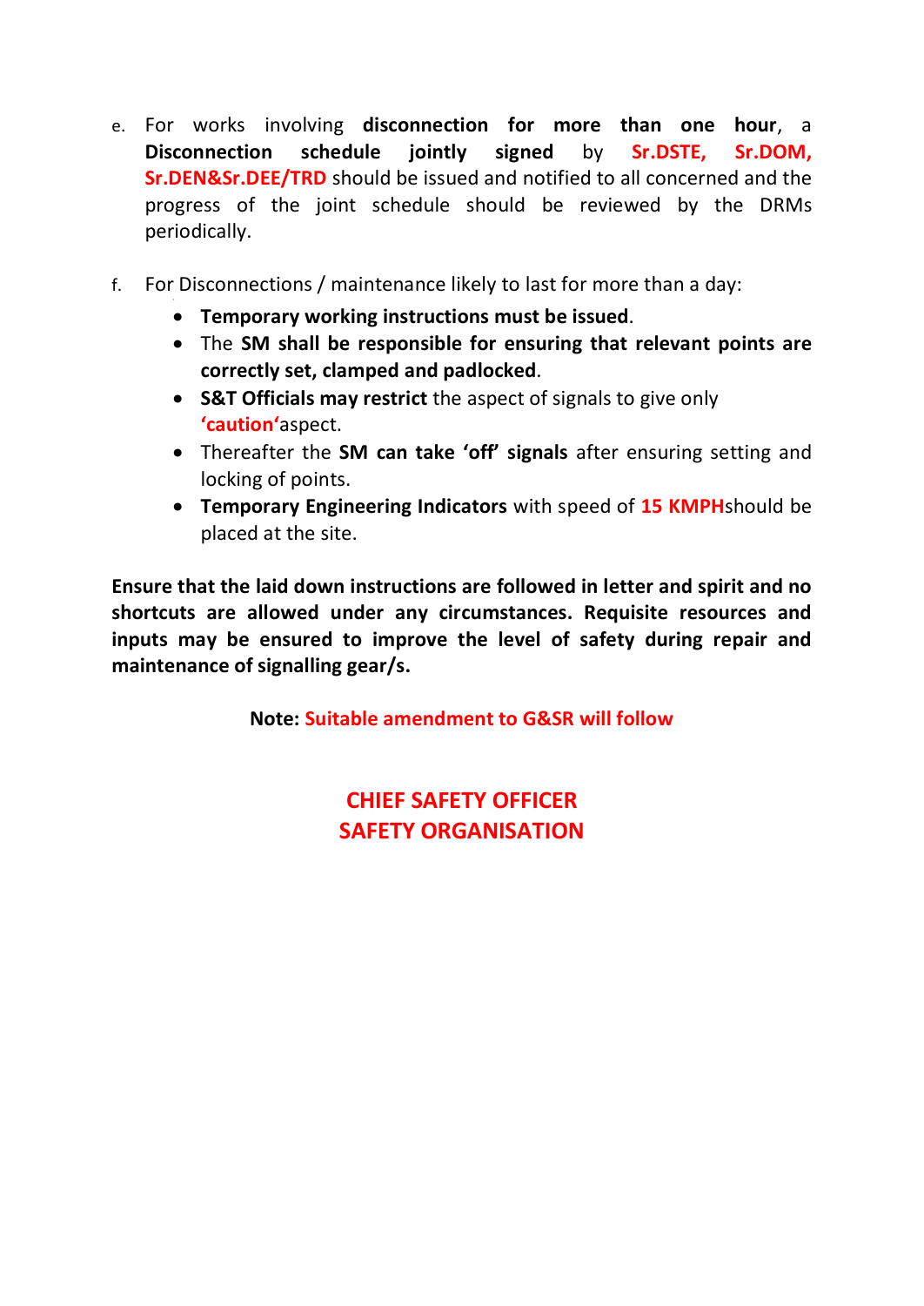e. For works involving **disconnection for more than one hour**, a **Disconnection schedule jointly signed** by **Sr.DSTE, Sr.DOM, Sr.DEN&Sr.DEE/TRD** should be issued and notified to all concerned and the progress of the joint schedule should be reviewed by the DRMs periodically.

f. For Disconnections / maintenance likely to last for more than a day:

- **Temporary working instructions must be issued**.
- The **SM shall be responsible for ensuring that relevant points are correctly set, clamped and padlocked**.
- **S&T Officials may restrict** the aspect of signals to give only **'caution'**aspect.
- Thereafter the **SM can take 'off' signals** after ensuring setting and locking of points.
- **Temporary Engineering Indicators** with speed of **15 KMPH**should be placed at the site.

**Ensure that the laid down instructions are followed in letter and spirit and no shortcuts are allowed under any circumstances. Requisite resources and inputs may be ensured to improve the level of safety during repair and maintenance of signalling gear/s.**

**Note: Suitable amendment to G&SR will follow**

**CHIEF SAFETY OFFICER**
**SAFETY ORGANISATION**